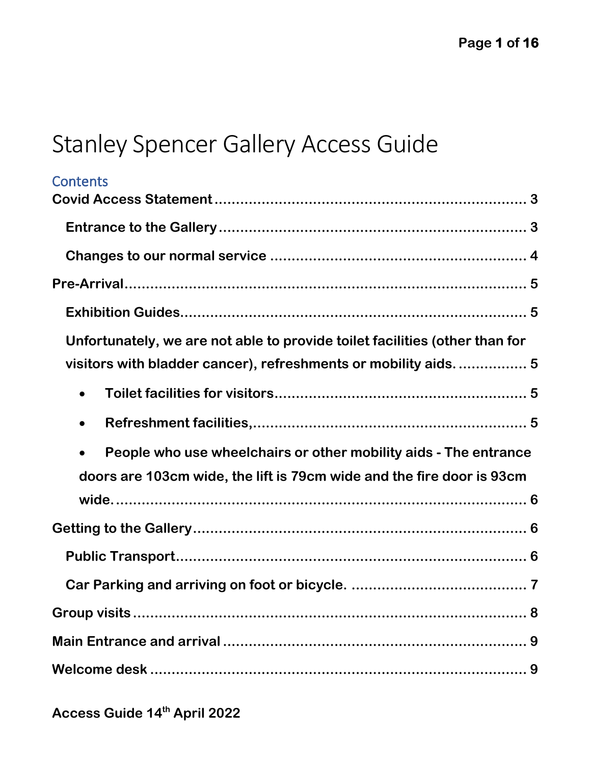# Stanley Spencer Gallery Access Guide

## Contents

**Covid Access Statement** ........................................................ 3

- **Entrance to the Gallery** ........................................................ 3
- **Changes to our normal service** ........................................................ 4

**Pre-Arrival** ........................................................ 5

- **Exhibition Guides** ........................................................ 5
- **Unfortunately, we are not able to provide toilet facilities (other than for visitors with bladder cancer), refreshments or mobility aids.** ........................................................ 5
  - **Toilet facilities for visitors** ........................................................ 5
  - **Refreshment facilities,** ........................................................ 5
  - **People who use wheelchairs or other mobility aids - The entrance doors are 103cm wide, the lift is 79cm wide and the fire door is 93cm wide.** ........................................................ 6

**Getting to the Gallery** ........................................................ 6

- **Public Transport** ........................................................ 6
- **Car Parking and arriving on foot or bicycle.** ........................................................ 7

**Group visits** ........................................................ 8

**Main Entrance and arrival** ........................................................ 9

**Welcome desk** ........................................................ 9

**Access Guide 14th April 2022**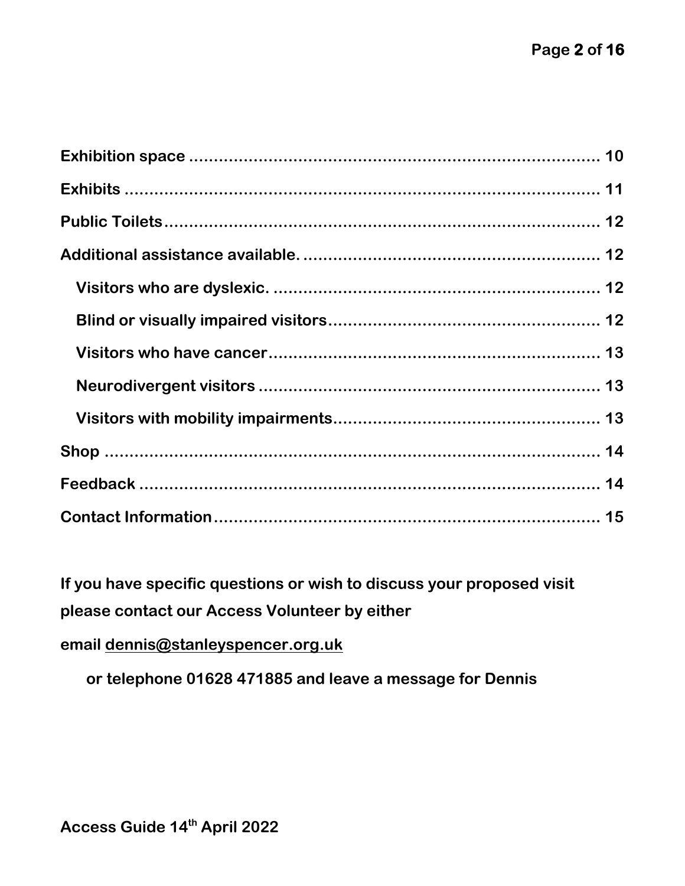**Exhibition space** .................................................................................... 10

**Exhibits** .................................................................................................. 11

**Public Toilets** .......................................................................................... 12

**Additional assistance available.** ............................................................ 12

- **Visitors who are dyslexic.** ..................................................................... 12
- **Blind or visually impaired visitors** ....................................................... 12
- **Visitors who have cancer** ...................................................................... 13
- **Neurodivergent visitors** ........................................................................ 13
- **Visitors with mobility impairments** ...................................................... 13

**Shop** ........................................................................................................ 14

**Feedback** ................................................................................................. 14

**Contact Information** ............................................................................... 15

**If you have specific questions or wish to discuss your proposed visit please contact our Access Volunteer by either**

**email dennis@stanleyspencer.org.uk**

**or telephone 01628 471885 and leave a message for Dennis**

**Access Guide 14th April 2022**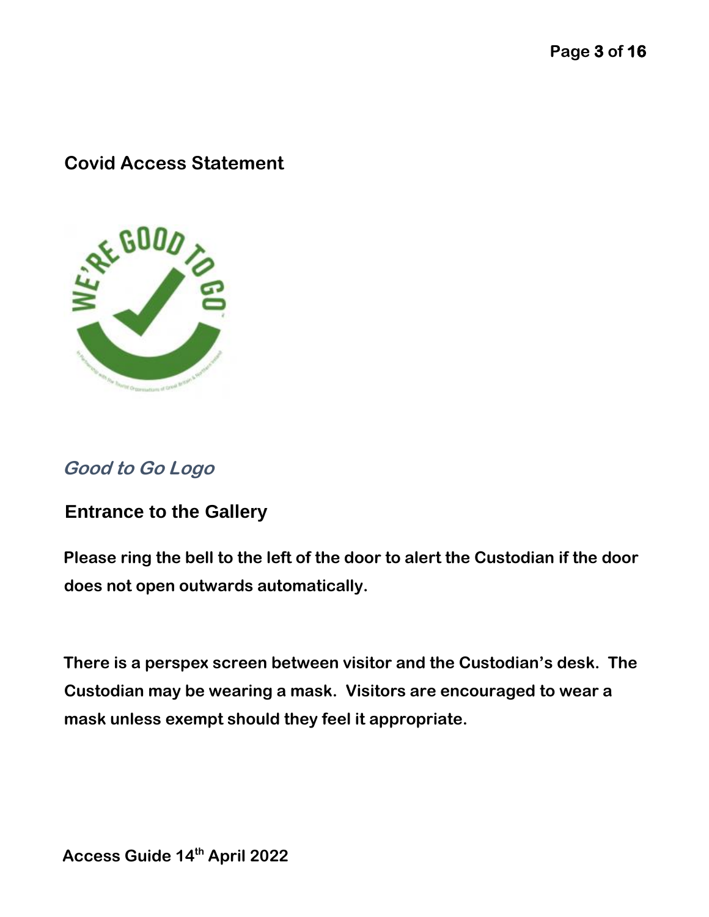## Covid Access Statement

*Good to Go Logo*

### Entrance to the Gallery

**Please ring the bell to the left of the door to alert the Custodian if the door does not open outwards automatically.**

**There is a perspex screen between visitor and the Custodian's desk. The Custodian may be wearing a mask. Visitors are encouraged to wear a mask unless exempt should they feel it appropriate.**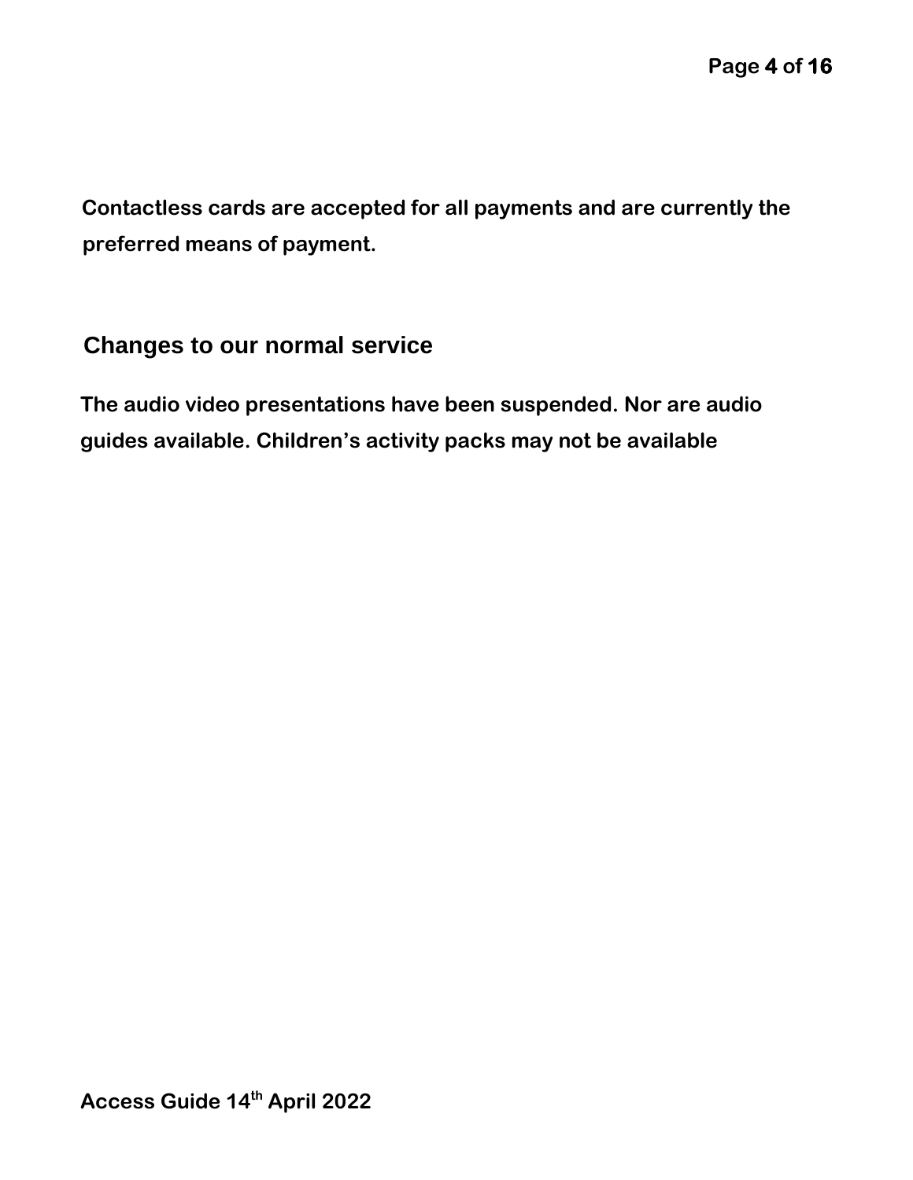**Contactless cards are accepted for all payments and are currently the preferred means of payment.**

## Changes to our normal service

**The audio video presentations have been suspended. Nor are audio guides available. Children's activity packs may not be available**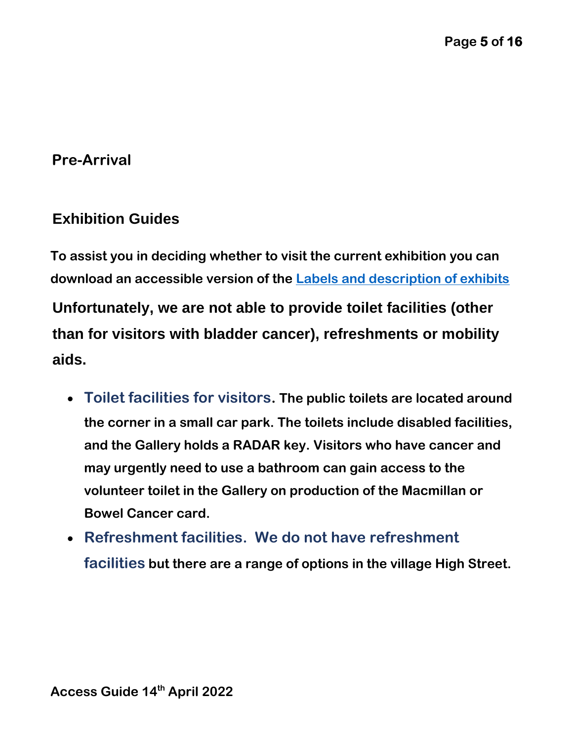## Pre-Arrival

### Exhibition Guides

**To assist you in deciding whether to visit the current exhibition you can download an accessible version of the [Labels and description of exhibits](Labels and description of exhibits)**

**Unfortunately, we are not able to provide toilet facilities (other than for visitors with bladder cancer), refreshments or mobility aids.**

- **Toilet facilities for visitors. The public toilets are located around the corner in a small car park. The toilets include disabled facilities, and the Gallery holds a RADAR key. Visitors who have cancer and may urgently need to use a bathroom can gain access to the volunteer toilet in the Gallery on production of the Macmillan or Bowel Cancer card.**
- **Refreshment facilities. We do not have refreshment facilities but there are a range of options in the village High Street.**

**Access Guide 14th April 2022**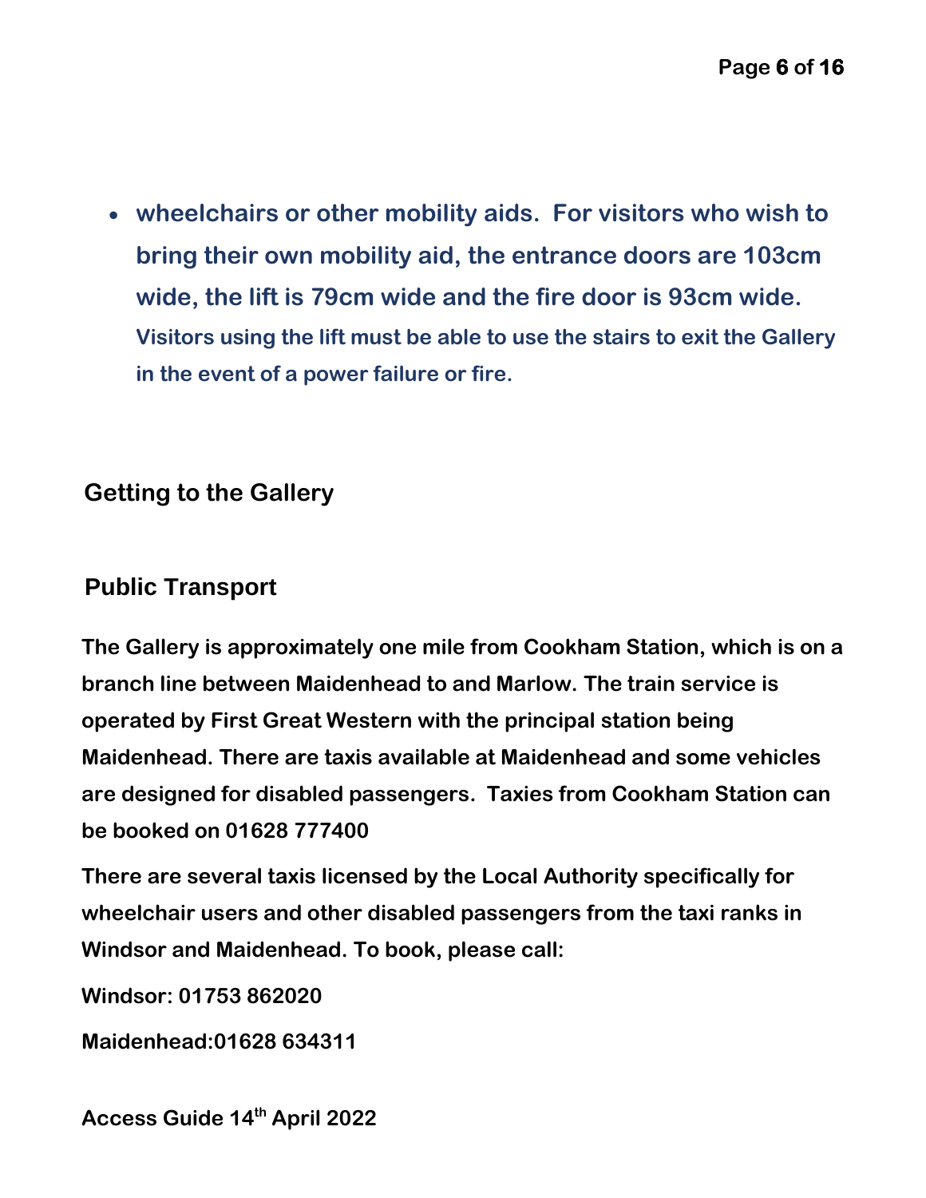- wheelchairs or other mobility aids. For visitors who wish to bring their own mobility aid, the entrance doors are 103cm wide, the lift is 79cm wide and the fire door is 93cm wide. Visitors using the lift must be able to use the stairs to exit the Gallery in the event of a power failure or fire.

## Getting to the Gallery

### Public Transport

**The Gallery is approximately one mile from Cookham Station, which is on a branch line between Maidenhead to and Marlow. The train service is operated by First Great Western with the principal station being Maidenhead. There are taxis available at Maidenhead and some vehicles are designed for disabled passengers. Taxies from Cookham Station can be booked on 01628 777400**

**There are several taxis licensed by the Local Authority specifically for wheelchair users and other disabled passengers from the taxi ranks in Windsor and Maidenhead. To book, please call:**

**Windsor: 01753 862020**

**Maidenhead:01628 634311**

**Access Guide 14th April 2022**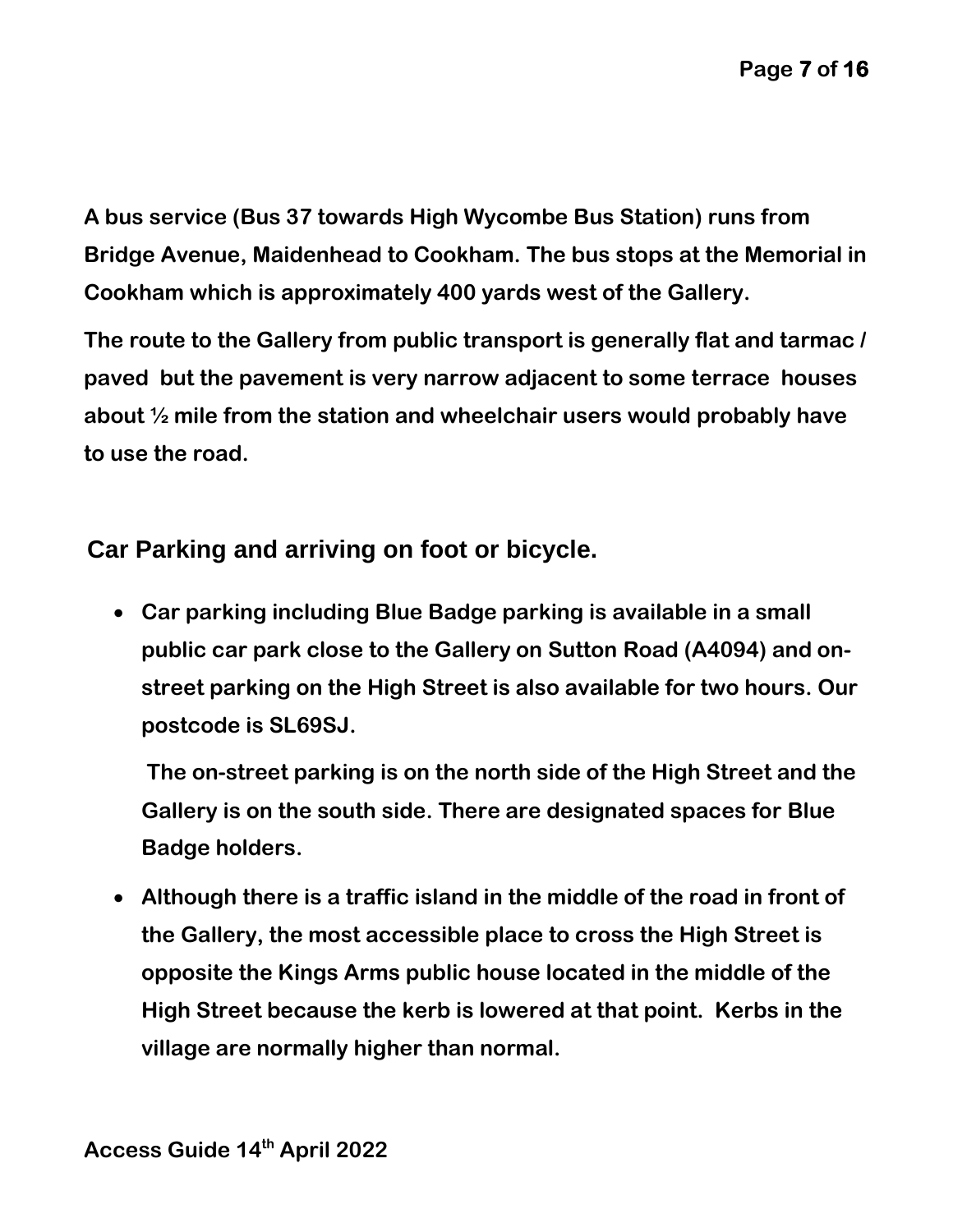**A bus service (Bus 37 towards High Wycombe Bus Station) runs from Bridge Avenue, Maidenhead to Cookham. The bus stops at the Memorial in Cookham which is approximately 400 yards west of the Gallery.**

**The route to the Gallery from public transport is generally flat and tarmac / paved but the pavement is very narrow adjacent to some terrace houses about ½ mile from the station and wheelchair users would probably have to use the road.**

## Car Parking and arriving on foot or bicycle.

- **Car parking including Blue Badge parking is available in a small public car park close to the Gallery on Sutton Road (A4094) and on-street parking on the High Street is also available for two hours. Our postcode is SL69SJ.**

  **The on-street parking is on the north side of the High Street and the Gallery is on the south side. There are designated spaces for Blue Badge holders.**

- **Although there is a traffic island in the middle of the road in front of the Gallery, the most accessible place to cross the High Street is opposite the Kings Arms public house located in the middle of the High Street because the kerb is lowered at that point. Kerbs in the village are normally higher than normal.**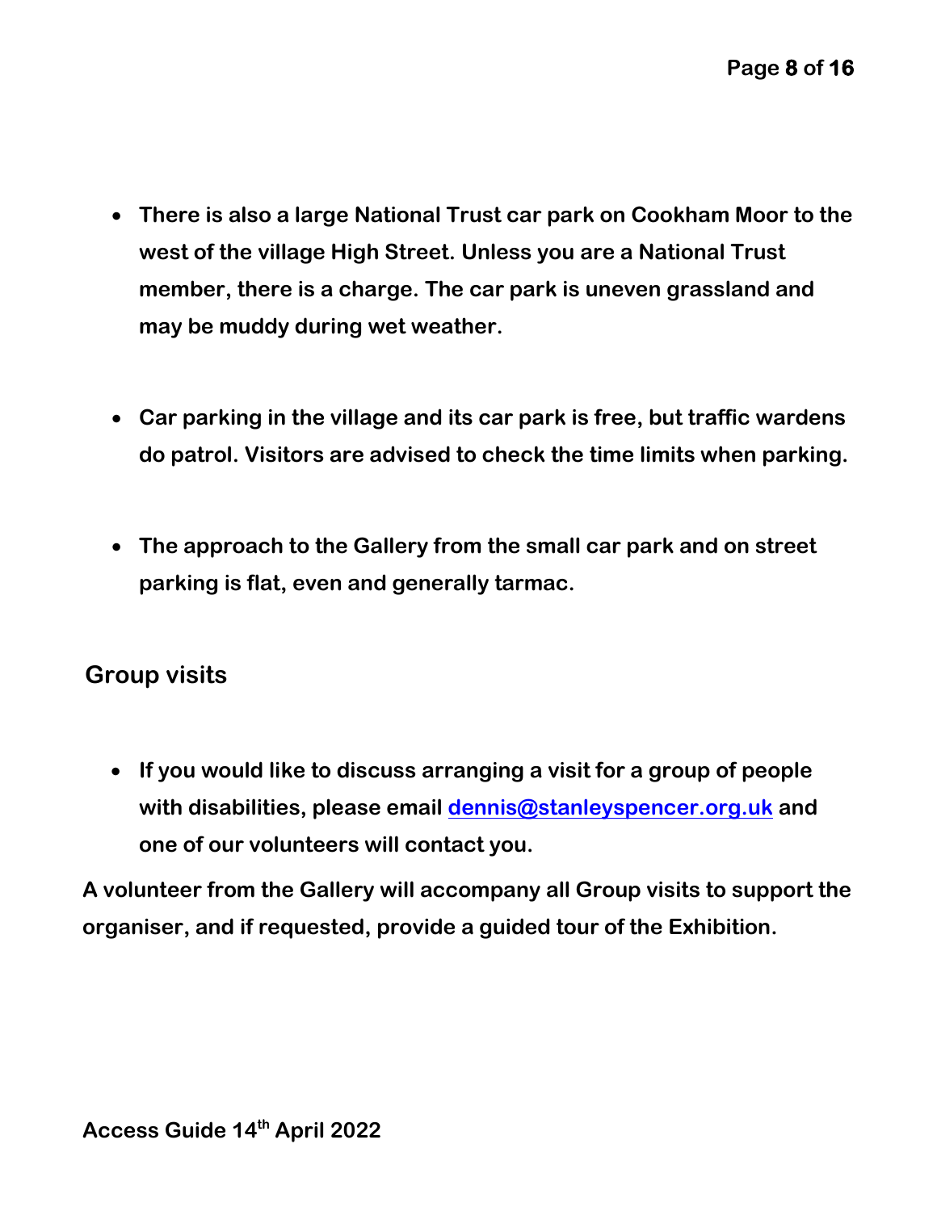- **There is also a large National Trust car park on Cookham Moor to the west of the village High Street. Unless you are a National Trust member, there is a charge. The car park is uneven grassland and may be muddy during wet weather.**

- **Car parking in the village and its car park is free, but traffic wardens do patrol. Visitors are advised to check the time limits when parking.**

- **The approach to the Gallery from the small car park and on street parking is flat, even and generally tarmac.**

## Group visits

- **If you would like to discuss arranging a visit for a group of people with disabilities, please email [dennis@stanleyspencer.org.uk](mailto:dennis@stanleyspencer.org.uk) and one of our volunteers will contact you.**

**A volunteer from the Gallery will accompany all Group visits to support the organiser, and if requested, provide a guided tour of the Exhibition.**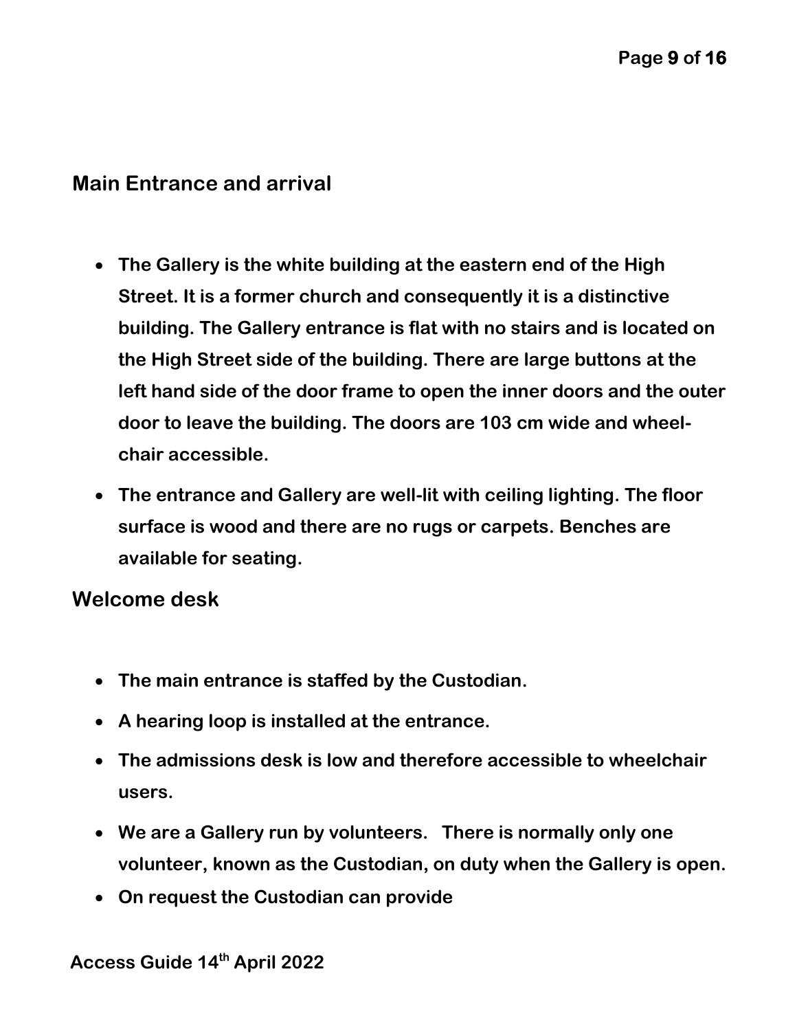## Main Entrance and arrival

- **The Gallery is the white building at the eastern end of the High Street. It is a former church and consequently it is a distinctive building. The Gallery entrance is flat with no stairs and is located on the High Street side of the building. There are large buttons at the left hand side of the door frame to open the inner doors and the outer door to leave the building. The doors are 103 cm wide and wheel-chair accessible.**
- **The entrance and Gallery are well-lit with ceiling lighting. The floor surface is wood and there are no rugs or carpets. Benches are available for seating.**

## Welcome desk

- **The main entrance is staffed by the Custodian.**
- **A hearing loop is installed at the entrance.**
- **The admissions desk is low and therefore accessible to wheelchair users.**
- **We are a Gallery run by volunteers. There is normally only one volunteer, known as the Custodian, on duty when the Gallery is open.**
- **On request the Custodian can provide**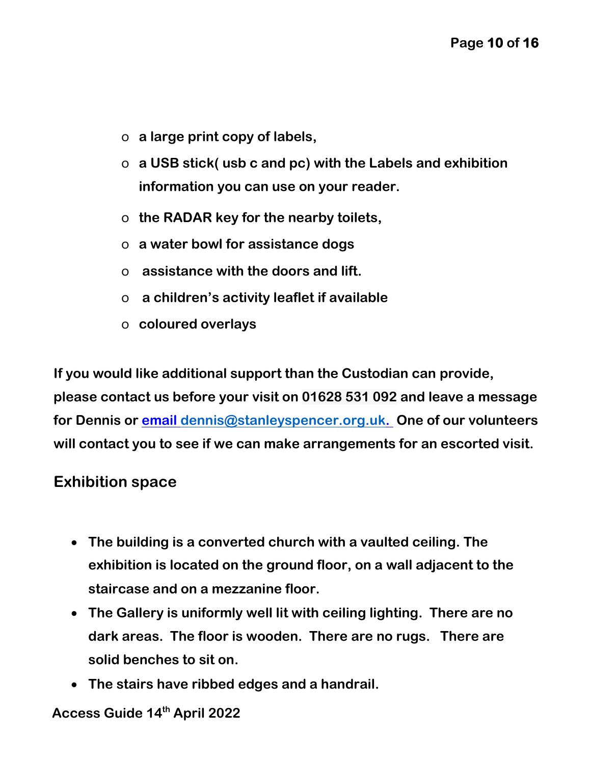- a large print copy of labels,
- a USB stick( usb c and pc) with the Labels and exhibition information you can use on your reader.
- the RADAR key for the nearby toilets,
- a water bowl for assistance dogs
- assistance with the doors and lift.
- a children's activity leaflet if available
- coloured overlays

If you would like additional support than the Custodian can provide, please contact us before your visit on 01628 531 092 and leave a message for Dennis or [email dennis@stanleyspencer.org.uk.](mailto:dennis@stanleyspencer.org.uk) One of our volunteers will contact you to see if we can make arrangements for an escorted visit.

## Exhibition space

- The building is a converted church with a vaulted ceiling. The exhibition is located on the ground floor, on a wall adjacent to the staircase and on a mezzanine floor.
- The Gallery is uniformly well lit with ceiling lighting. There are no dark areas. The floor is wooden. There are no rugs. There are solid benches to sit on.
- The stairs have ribbed edges and a handrail.

Access Guide 14th April 2022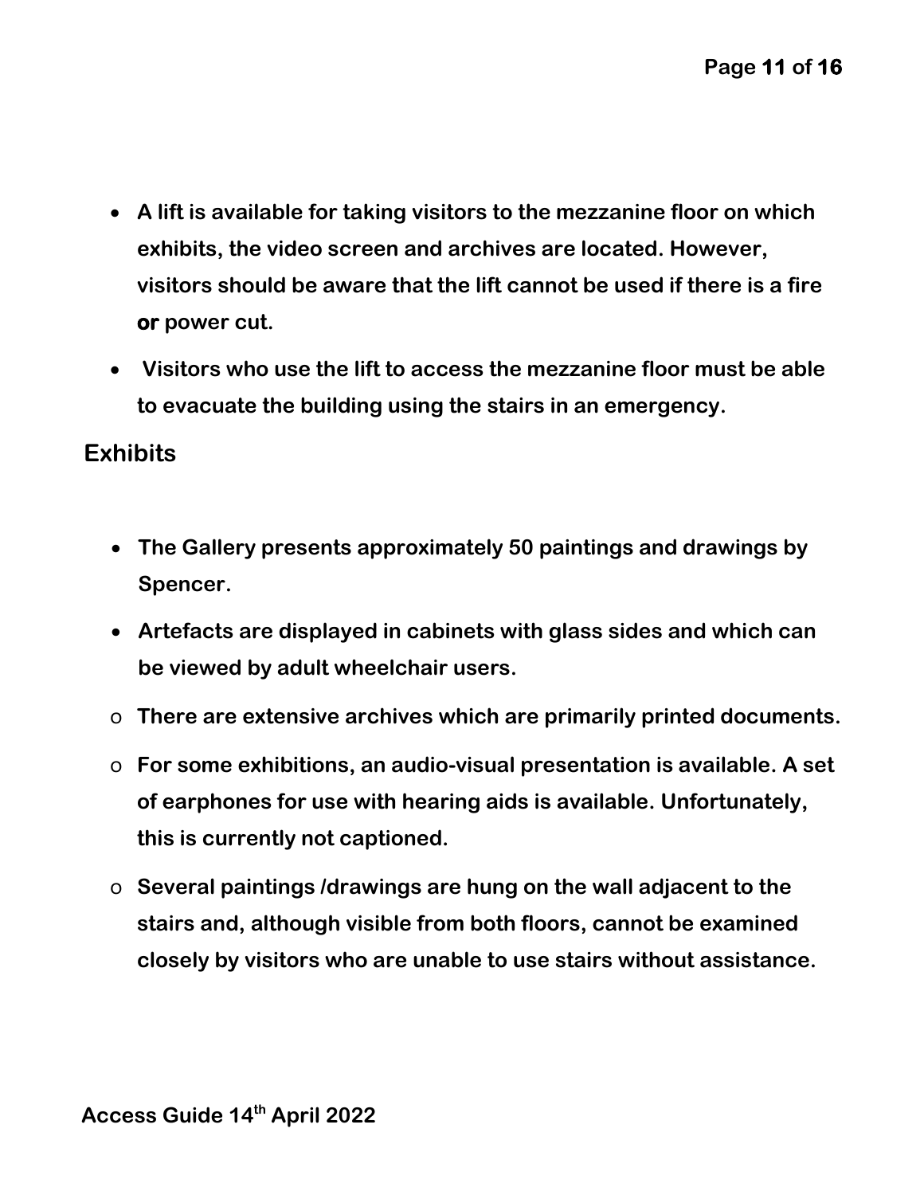- **A lift is available for taking visitors to the mezzanine floor on which exhibits, the video screen and archives are located. However, visitors should be aware that the lift cannot be used if there is a fire or power cut.**
- **Visitors who use the lift to access the mezzanine floor must be able to evacuate the building using the stairs in an emergency.**

## Exhibits

- **The Gallery presents approximately 50 paintings and drawings by Spencer.**
- **Artefacts are displayed in cabinets with glass sides and which can be viewed by adult wheelchair users.**
  - **There are extensive archives which are primarily printed documents.**
  - **For some exhibitions, an audio-visual presentation is available. A set of earphones for use with hearing aids is available. Unfortunately, this is currently not captioned.**
  - **Several paintings /drawings are hung on the wall adjacent to the stairs and, although visible from both floors, cannot be examined closely by visitors who are unable to use stairs without assistance.**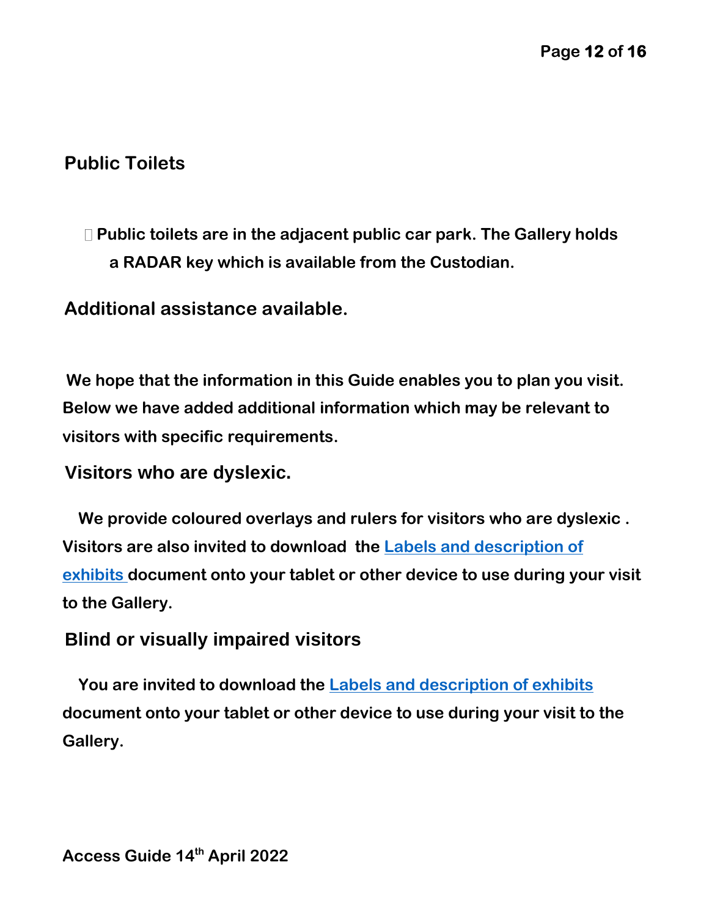## Public Toilets

- Public toilets are in the adjacent public car park. The Gallery holds a RADAR key which is available from the Custodian.

## Additional assistance available.

We hope that the information in this Guide enables you to plan you visit. Below we have added additional information which may be relevant to visitors with specific requirements.

## Visitors who are dyslexic.

We provide coloured overlays and rulers for visitors who are dyslexic . Visitors are also invited to download the [Labels and description of exhibits] document onto your tablet or other device to use during your visit to the Gallery.

## Blind or visually impaired visitors

You are invited to download the [Labels and description of exhibits] document onto your tablet or other device to use during your visit to the Gallery.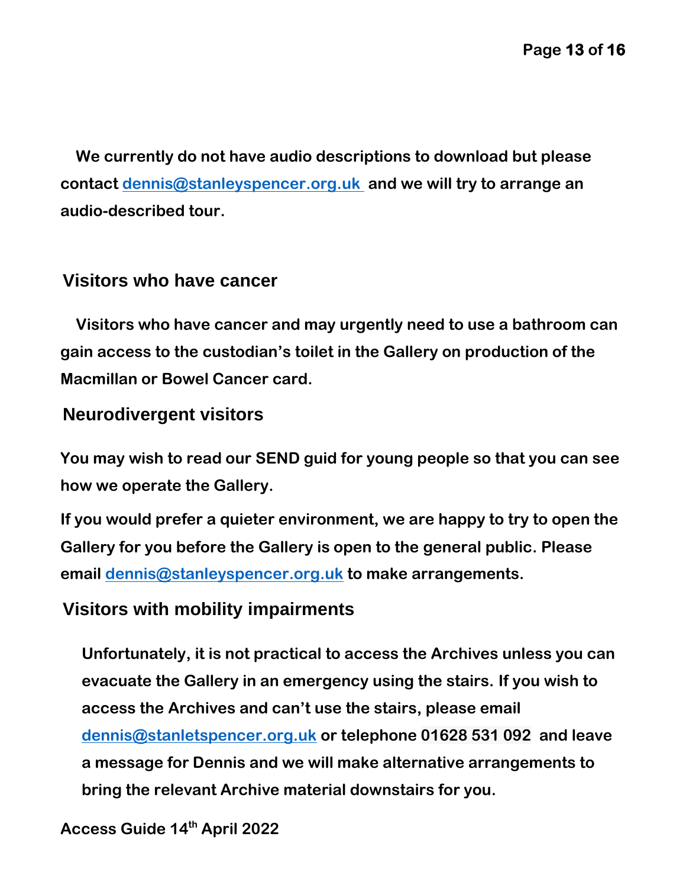**We currently do not have audio descriptions to download but please contact dennis@stanleyspencer.org.uk and we will try to arrange an audio-described tour.**

## Visitors who have cancer

**Visitors who have cancer and may urgently need to use a bathroom can gain access to the custodian's toilet in the Gallery on production of the Macmillan or Bowel Cancer card.**

## Neurodivergent visitors

**You may wish to read our SEND guid for young people so that you can see how we operate the Gallery.**

**If you would prefer a quieter environment, we are happy to try to open the Gallery for you before the Gallery is open to the general public. Please email dennis@stanleyspencer.org.uk to make arrangements.**

## Visitors with mobility impairments

**Unfortunately, it is not practical to access the Archives unless you can evacuate the Gallery in an emergency using the stairs. If you wish to access the Archives and can't use the stairs, please email dennis@stanletspencer.org.uk or telephone 01628 531 092 and leave a message for Dennis and we will make alternative arrangements to bring the relevant Archive material downstairs for you.**

**Access Guide 14th April 2022**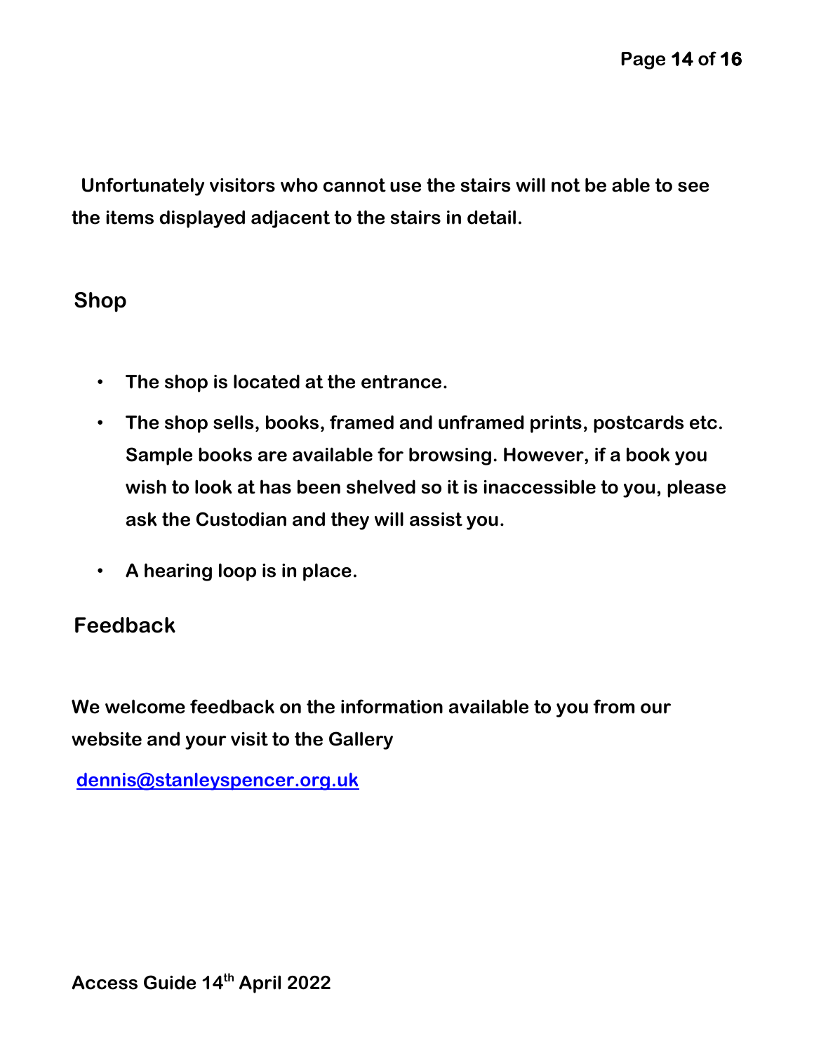Unfortunately visitors who cannot use the stairs will not be able to see the items displayed adjacent to the stairs in detail.

## Shop

- The shop is located at the entrance.
- The shop sells, books, framed and unframed prints, postcards etc. Sample books are available for browsing. However, if a book you wish to look at has been shelved so it is inaccessible to you, please ask the Custodian and they will assist you.
- A hearing loop is in place.

## Feedback

We welcome feedback on the information available to you from our website and your visit to the Gallery

[dennis@stanleyspencer.org.uk](mailto:dennis@stanleyspencer.org.uk)

Access Guide 14th April 2022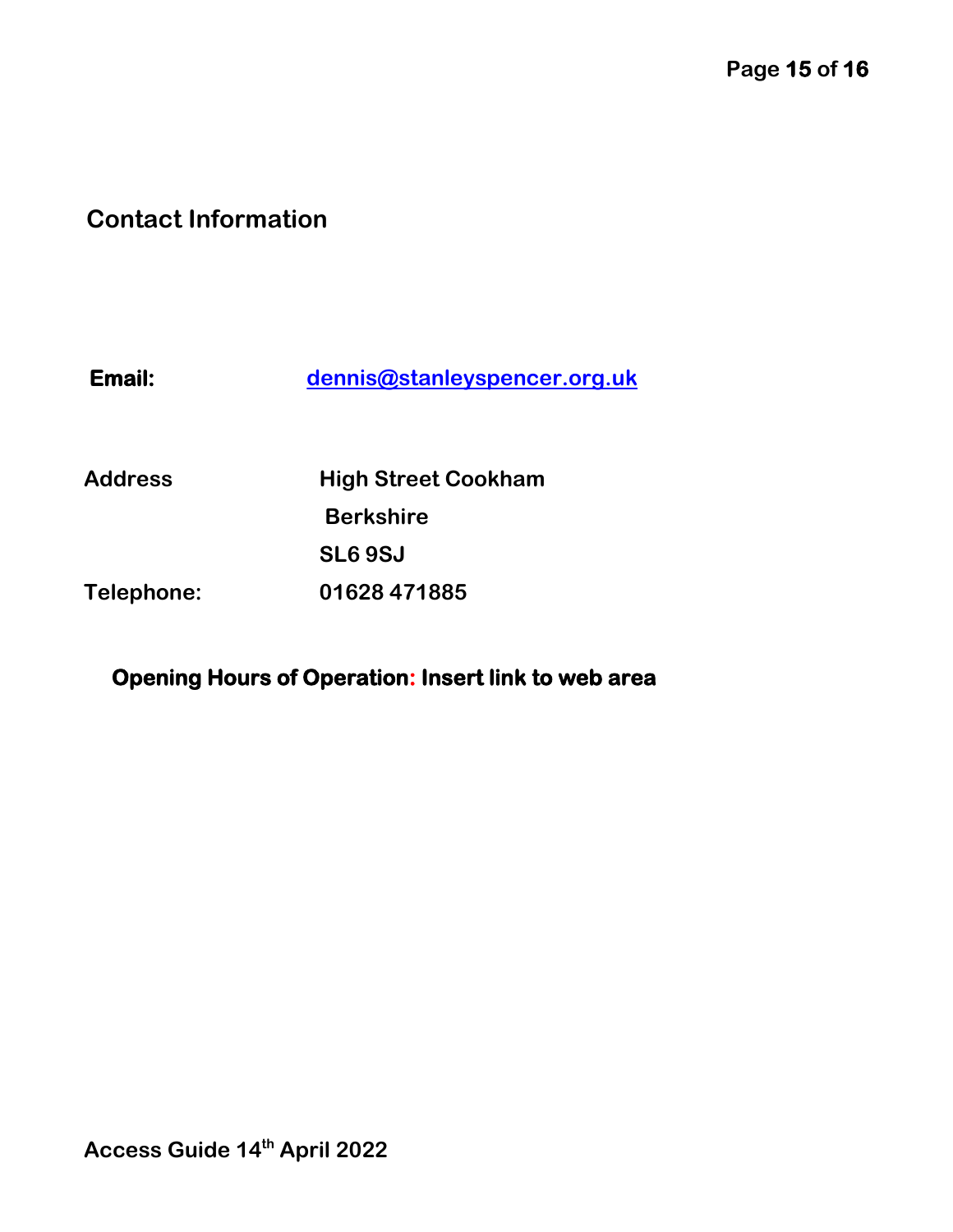## Contact Information

**Email:** dennis@stanleyspencer.org.uk

**Address** High Street Cookham
Berkshire
SL6 9SJ

**Telephone:** 01628 471885

**Opening Hours of Operation: Insert link to web area**

**Access Guide 14th April 2022**